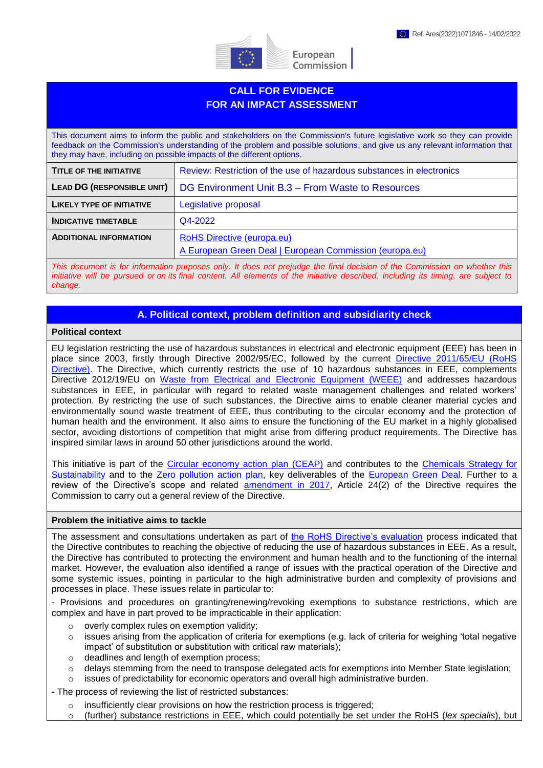Ref. Ares(2022)1071846 - 14/02/2022

# CALL FOR EVIDENCE
# FOR AN IMPACT ASSESSMENT

This document aims to inform the public and stakeholders on the Commission's future legislative work so they can provide feedback on the Commission's understanding of the problem and possible solutions, and give us any relevant information that they may have, including on possible impacts of the different options.

| | |
|---|---|
| **TITLE OF THE INITIATIVE** | Review: Restriction of the use of hazardous substances in electronics |
| **LEAD DG (RESPONSIBLE UNIT)** | DG Environment Unit B.3 – From Waste to Resources |
| **LIKELY TYPE OF INITIATIVE** | Legislative proposal |
| **INDICATIVE TIMETABLE** | Q4-2022 |
| **ADDITIONAL INFORMATION** | RoHS Directive (europa.eu)<br>A European Green Deal \| European Commission (europa.eu) |

*This document is for information purposes only. It does not prejudge the final decision of the Commission on whether this initiative will be pursued or on its final content. All elements of the initiative described, including its timing, are subject to change.*

## A. Political context, problem definition and subsidiarity check

### Political context

EU legislation restricting the use of hazardous substances in electrical and electronic equipment (EEE) has been in place since 2003, firstly through Directive 2002/95/EC, followed by the current Directive 2011/65/EU (RoHS Directive). The Directive, which currently restricts the use of 10 hazardous substances in EEE, complements Directive 2012/19/EU on Waste from Electrical and Electronic Equipment (WEEE) and addresses hazardous substances in EEE, in particular with regard to related waste management challenges and related workers' protection. By restricting the use of such substances, the Directive aims to enable cleaner material cycles and environmentally sound waste treatment of EEE, thus contributing to the circular economy and the protection of human health and the environment. It also aims to ensure the functioning of the EU market in a highly globalised sector, avoiding distortions of competition that might arise from differing product requirements. The Directive has inspired similar laws in around 50 other jurisdictions around the world.

This initiative is part of the Circular economy action plan (CEAP) and contributes to the Chemicals Strategy for Sustainability and to the Zero pollution action plan, key deliverables of the European Green Deal. Further to a review of the Directive's scope and related amendment in 2017, Article 24(2) of the Directive requires the Commission to carry out a general review of the Directive.

### Problem the initiative aims to tackle

The assessment and consultations undertaken as part of the RoHS Directive's evaluation process indicated that the Directive contributes to reaching the objective of reducing the use of hazardous substances in EEE. As a result, the Directive has contributed to protecting the environment and human health and to the functioning of the internal market. However, the evaluation also identified a range of issues with the practical operation of the Directive and some systemic issues, pointing in particular to the high administrative burden and complexity of provisions and processes in place. These issues relate in particular to:

- Provisions and procedures on granting/renewing/revoking exemptions to substance restrictions, which are complex and have in part proved to be impracticable in their application:
  - overly complex rules on exemption validity;
  - issues arising from the application of criteria for exemptions (e.g. lack of criteria for weighing 'total negative impact' of substitution or substitution with critical raw materials);
  - deadlines and length of exemption process;
  - delays stemming from the need to transpose delegated acts for exemptions into Member State legislation;
  - issues of predictability for economic operators and overall high administrative burden.
- The process of reviewing the list of restricted substances:
  - insufficiently clear provisions on how the restriction process is triggered;
  - (further) substance restrictions in EEE, which could potentially be set under the RoHS (*lex specialis*), but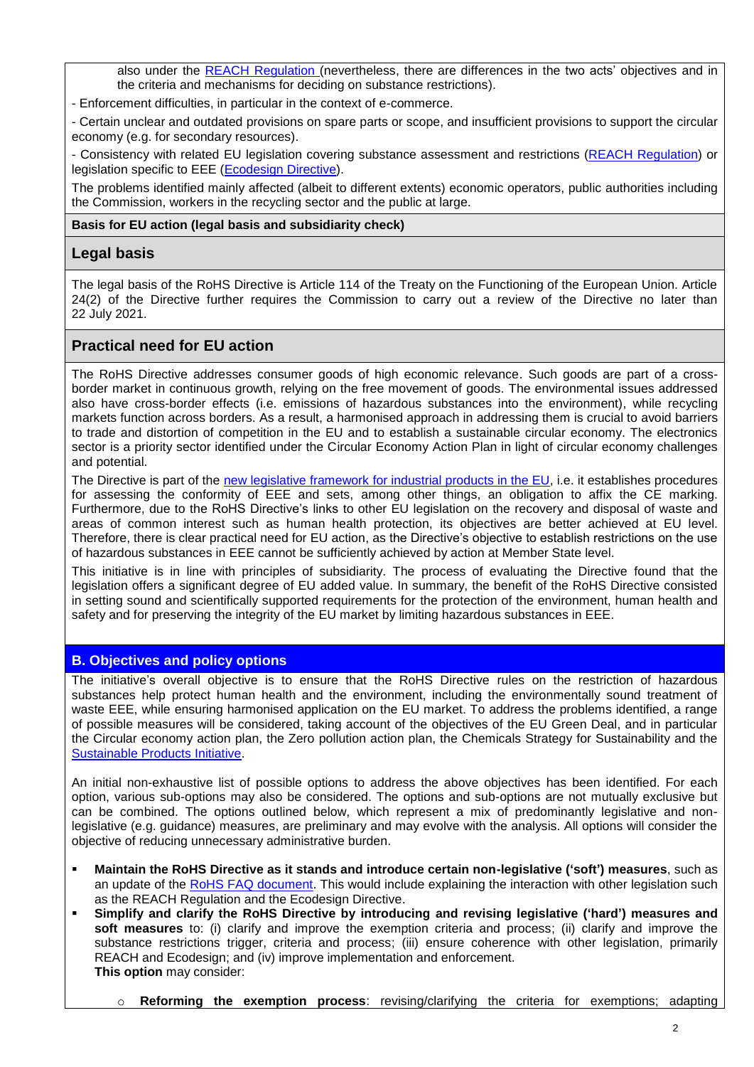also under the REACH Regulation (nevertheless, there are differences in the two acts' objectives and in the criteria and mechanisms for deciding on substance restrictions).

- Enforcement difficulties, in particular in the context of e-commerce.
- Certain unclear and outdated provisions on spare parts or scope, and insufficient provisions to support the circular economy (e.g. for secondary resources).
- Consistency with related EU legislation covering substance assessment and restrictions (REACH Regulation) or legislation specific to EEE (Ecodesign Directive).

The problems identified mainly affected (albeit to different extents) economic operators, public authorities including the Commission, workers in the recycling sector and the public at large.

**Basis for EU action (legal basis and subsidiarity check)**

## Legal basis

The legal basis of the RoHS Directive is Article 114 of the Treaty on the Functioning of the European Union. Article 24(2) of the Directive further requires the Commission to carry out a review of the Directive no later than 22 July 2021.

## Practical need for EU action

The RoHS Directive addresses consumer goods of high economic relevance. Such goods are part of a cross-border market in continuous growth, relying on the free movement of goods. The environmental issues addressed also have cross-border effects (i.e. emissions of hazardous substances into the environment), while recycling markets function across borders. As a result, a harmonised approach in addressing them is crucial to avoid barriers to trade and distortion of competition in the EU and to establish a sustainable circular economy. The electronics sector is a priority sector identified under the Circular Economy Action Plan in light of circular economy challenges and potential.

The Directive is part of the new legislative framework for industrial products in the EU, i.e. it establishes procedures for assessing the conformity of EEE and sets, among other things, an obligation to affix the CE marking. Furthermore, due to the RoHS Directive's links to other EU legislation on the recovery and disposal of waste and areas of common interest such as human health protection, its objectives are better achieved at EU level. Therefore, there is clear practical need for EU action, as the Directive's objective to establish restrictions on the use of hazardous substances in EEE cannot be sufficiently achieved by action at Member State level.

This initiative is in line with principles of subsidiarity. The process of evaluating the Directive found that the legislation offers a significant degree of EU added value. In summary, the benefit of the RoHS Directive consisted in setting sound and scientifically supported requirements for the protection of the environment, human health and safety and for preserving the integrity of the EU market by limiting hazardous substances in EEE.

## B. Objectives and policy options

The initiative's overall objective is to ensure that the RoHS Directive rules on the restriction of hazardous substances help protect human health and the environment, including the environmentally sound treatment of waste EEE, while ensuring harmonised application on the EU market. To address the problems identified, a range of possible measures will be considered, taking account of the objectives of the EU Green Deal, and in particular the Circular economy action plan, the Zero pollution action plan, the Chemicals Strategy for Sustainability and the Sustainable Products Initiative.

An initial non-exhaustive list of possible options to address the above objectives has been identified. For each option, various sub-options may also be considered. The options and sub-options are not mutually exclusive but can be combined. The options outlined below, which represent a mix of predominantly legislative and non-legislative (e.g. guidance) measures, are preliminary and may evolve with the analysis. All options will consider the objective of reducing unnecessary administrative burden.

- **Maintain the RoHS Directive as it stands and introduce certain non-legislative ('soft') measures**, such as an update of the RoHS FAQ document. This would include explaining the interaction with other legislation such as the REACH Regulation and the Ecodesign Directive.
- **Simplify and clarify the RoHS Directive by introducing and revising legislative ('hard') measures and soft measures** to: (i) clarify and improve the exemption criteria and process; (ii) clarify and improve the substance restrictions trigger, criteria and process; (iii) ensure coherence with other legislation, primarily REACH and Ecodesign; and (iv) improve implementation and enforcement.
  **This option** may consider:
    - **Reforming the exemption process**: revising/clarifying the criteria for exemptions; adapting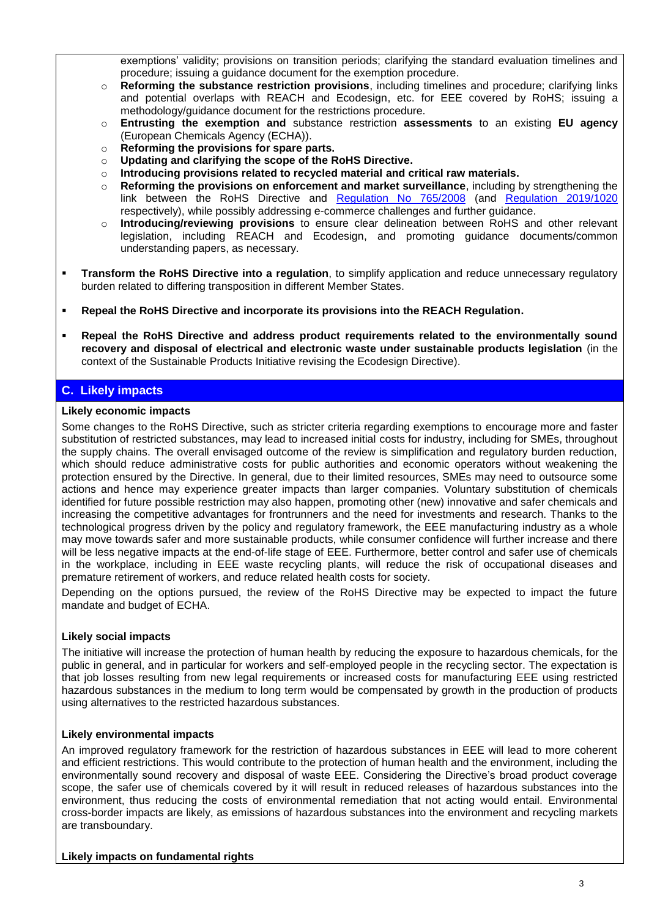exemptions' validity; provisions on transition periods; clarifying the standard evaluation timelines and procedure; issuing a guidance document for the exemption procedure.

  - **Reforming the substance restriction provisions**, including timelines and procedure; clarifying links and potential overlaps with REACH and Ecodesign, etc. for EEE covered by RoHS; issuing a methodology/guidance document for the restrictions procedure.
  - **Entrusting the exemption and** substance restriction **assessments** to an existing **EU agency** (European Chemicals Agency (ECHA)).
  - **Reforming the provisions for spare parts.**
  - **Updating and clarifying the scope of the RoHS Directive.**
  - **Introducing provisions related to recycled material and critical raw materials.**
  - **Reforming the provisions on enforcement and market surveillance**, including by strengthening the link between the RoHS Directive and Regulation No 765/2008 (and Regulation 2019/1020 respectively), while possibly addressing e-commerce challenges and further guidance.
  - **Introducing/reviewing provisions** to ensure clear delineation between RoHS and other relevant legislation, including REACH and Ecodesign, and promoting guidance documents/common understanding papers, as necessary.

- **Transform the RoHS Directive into a regulation**, to simplify application and reduce unnecessary regulatory burden related to differing transposition in different Member States.
- **Repeal the RoHS Directive and incorporate its provisions into the REACH Regulation.**
- **Repeal the RoHS Directive and address product requirements related to the environmentally sound recovery and disposal of electrical and electronic waste under sustainable products legislation** (in the context of the Sustainable Products Initiative revising the Ecodesign Directive).

## C. Likely impacts

### Likely economic impacts

Some changes to the RoHS Directive, such as stricter criteria regarding exemptions to encourage more and faster substitution of restricted substances, may lead to increased initial costs for industry, including for SMEs, throughout the supply chains. The overall envisaged outcome of the review is simplification and regulatory burden reduction, which should reduce administrative costs for public authorities and economic operators without weakening the protection ensured by the Directive. In general, due to their limited resources, SMEs may need to outsource some actions and hence may experience greater impacts than larger companies. Voluntary substitution of chemicals identified for future possible restriction may also happen, promoting other (new) innovative and safer chemicals and increasing the competitive advantages for frontrunners and the need for investments and research. Thanks to the technological progress driven by the policy and regulatory framework, the EEE manufacturing industry as a whole may move towards safer and more sustainable products, while consumer confidence will further increase and there will be less negative impacts at the end-of-life stage of EEE. Furthermore, better control and safer use of chemicals in the workplace, including in EEE waste recycling plants, will reduce the risk of occupational diseases and premature retirement of workers, and reduce related health costs for society.

Depending on the options pursued, the review of the RoHS Directive may be expected to impact the future mandate and budget of ECHA.

### Likely social impacts

The initiative will increase the protection of human health by reducing the exposure to hazardous chemicals, for the public in general, and in particular for workers and self-employed people in the recycling sector. The expectation is that job losses resulting from new legal requirements or increased costs for manufacturing EEE using restricted hazardous substances in the medium to long term would be compensated by growth in the production of products using alternatives to the restricted hazardous substances.

### Likely environmental impacts

An improved regulatory framework for the restriction of hazardous substances in EEE will lead to more coherent and efficient restrictions. This would contribute to the protection of human health and the environment, including the environmentally sound recovery and disposal of waste EEE. Considering the Directive's broad product coverage scope, the safer use of chemicals covered by it will result in reduced releases of hazardous substances into the environment, thus reducing the costs of environmental remediation that not acting would entail. Environmental cross-border impacts are likely, as emissions of hazardous substances into the environment and recycling markets are transboundary.

### Likely impacts on fundamental rights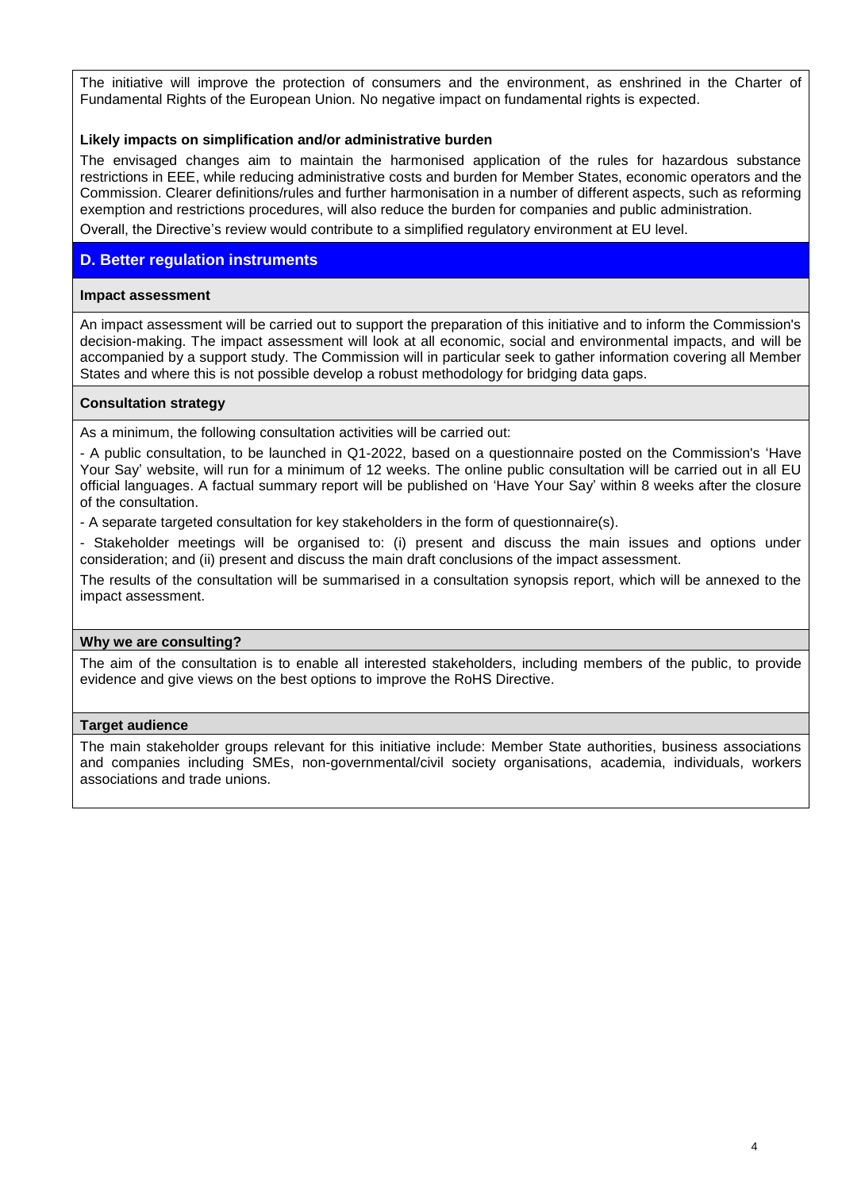The initiative will improve the protection of consumers and the environment, as enshrined in the Charter of Fundamental Rights of the European Union. No negative impact on fundamental rights is expected.

**Likely impacts on simplification and/or administrative burden**

The envisaged changes aim to maintain the harmonised application of the rules for hazardous substance restrictions in EEE, while reducing administrative costs and burden for Member States, economic operators and the Commission. Clearer definitions/rules and further harmonisation in a number of different aspects, such as reforming exemption and restrictions procedures, will also reduce the burden for companies and public administration.

Overall, the Directive's review would contribute to a simplified regulatory environment at EU level.

## D. Better regulation instruments

**Impact assessment**

An impact assessment will be carried out to support the preparation of this initiative and to inform the Commission's decision-making. The impact assessment will look at all economic, social and environmental impacts, and will be accompanied by a support study. The Commission will in particular seek to gather information covering all Member States and where this is not possible develop a robust methodology for bridging data gaps.

**Consultation strategy**

As a minimum, the following consultation activities will be carried out:

- A public consultation, to be launched in Q1-2022, based on a questionnaire posted on the Commission's 'Have Your Say' website, will run for a minimum of 12 weeks. The online public consultation will be carried out in all EU official languages. A factual summary report will be published on 'Have Your Say' within 8 weeks after the closure of the consultation.
- A separate targeted consultation for key stakeholders in the form of questionnaire(s).
- Stakeholder meetings will be organised to: (i) present and discuss the main issues and options under consideration; and (ii) present and discuss the main draft conclusions of the impact assessment.

The results of the consultation will be summarised in a consultation synopsis report, which will be annexed to the impact assessment.

**Why we are consulting?**

The aim of the consultation is to enable all interested stakeholders, including members of the public, to provide evidence and give views on the best options to improve the RoHS Directive.

**Target audience**

The main stakeholder groups relevant for this initiative include: Member State authorities, business associations and companies including SMEs, non-governmental/civil society organisations, academia, individuals, workers associations and trade unions.